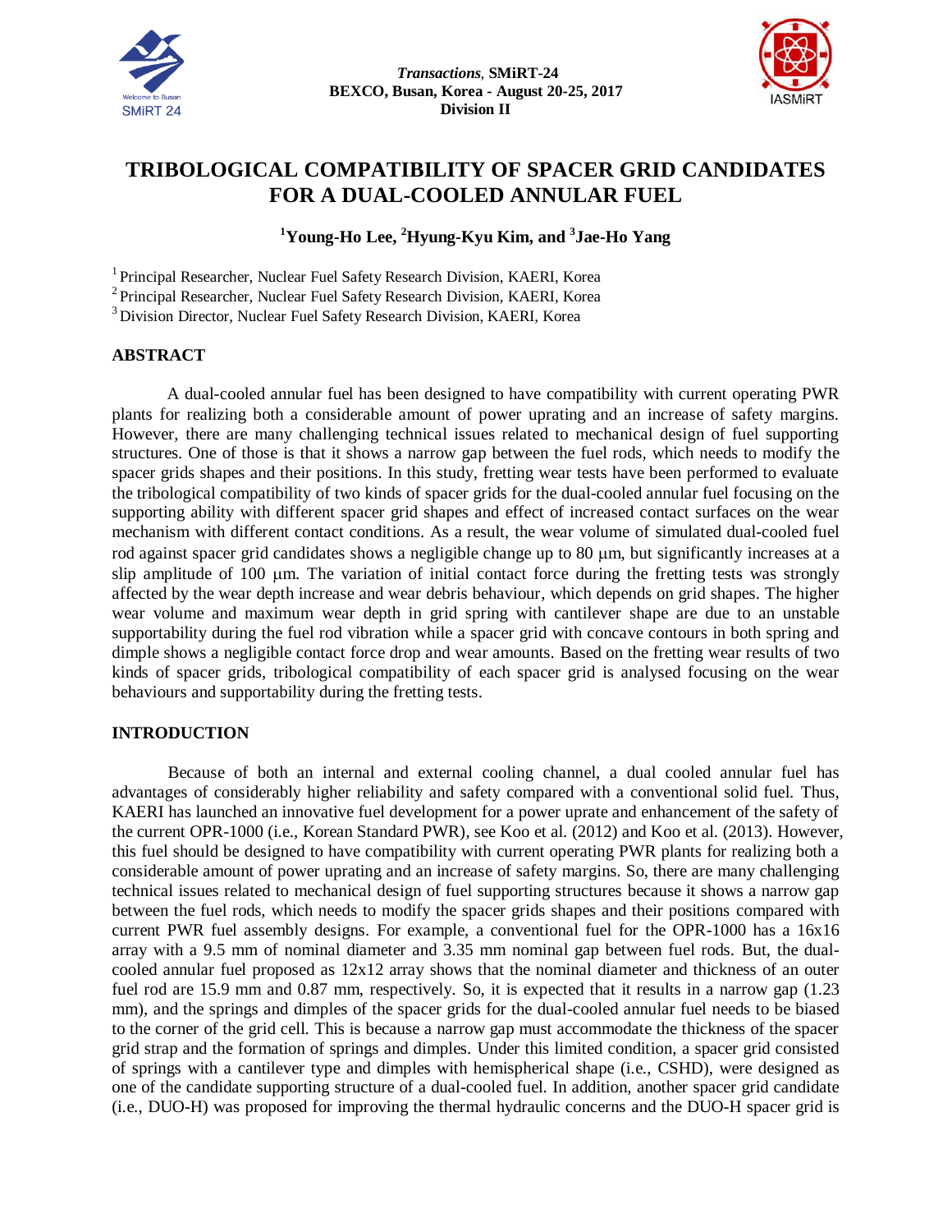# TRIBOLOGICAL COMPATIBILITY OF SPACER GRID CANDIDATES FOR A DUAL-COOLED ANNULAR FUEL

**[1]Young-Ho Lee, [2]Hyung-Kyu Kim, and [3]Jae-Ho Yang**

[1] Principal Researcher, Nuclear Fuel Safety Research Division, KAERI, Korea
[2] Principal Researcher, Nuclear Fuel Safety Research Division, KAERI, Korea
[3] Division Director, Nuclear Fuel Safety Research Division, KAERI, Korea

## ABSTRACT

A dual-cooled annular fuel has been designed to have compatibility with current operating PWR plants for realizing both a considerable amount of power uprating and an increase of safety margins. However, there are many challenging technical issues related to mechanical design of fuel supporting structures. One of those is that it shows a narrow gap between the fuel rods, which needs to modify the spacer grids shapes and their positions. In this study, fretting wear tests have been performed to evaluate the tribological compatibility of two kinds of spacer grids for the dual-cooled annular fuel focusing on the supporting ability with different spacer grid shapes and effect of increased contact surfaces on the wear mechanism with different contact conditions. As a result, the wear volume of simulated dual-cooled fuel rod against spacer grid candidates shows a negligible change up to 80 μm, but significantly increases at a slip amplitude of 100 μm. The variation of initial contact force during the fretting tests was strongly affected by the wear depth increase and wear debris behaviour, which depends on grid shapes. The higher wear volume and maximum wear depth in grid spring with cantilever shape are due to an unstable supportability during the fuel rod vibration while a spacer grid with concave contours in both spring and dimple shows a negligible contact force drop and wear amounts. Based on the fretting wear results of two kinds of spacer grids, tribological compatibility of each spacer grid is analysed focusing on the wear behaviours and supportability during the fretting tests.

## INTRODUCTION

Because of both an internal and external cooling channel, a dual cooled annular fuel has advantages of considerably higher reliability and safety compared with a conventional solid fuel. Thus, KAERI has launched an innovative fuel development for a power uprate and enhancement of the safety of the current OPR-1000 (i.e., Korean Standard PWR), see Koo et al. (2012) and Koo et al. (2013). However, this fuel should be designed to have compatibility with current operating PWR plants for realizing both a considerable amount of power uprating and an increase of safety margins. So, there are many challenging technical issues related to mechanical design of fuel supporting structures because it shows a narrow gap between the fuel rods, which needs to modify the spacer grids shapes and their positions compared with current PWR fuel assembly designs. For example, a conventional fuel for the OPR-1000 has a 16x16 array with a 9.5 mm of nominal diameter and 3.35 mm nominal gap between fuel rods. But, the dual-cooled annular fuel proposed as 12x12 array shows that the nominal diameter and thickness of an outer fuel rod are 15.9 mm and 0.87 mm, respectively. So, it is expected that it results in a narrow gap (1.23 mm), and the springs and dimples of the spacer grids for the dual-cooled annular fuel needs to be biased to the corner of the grid cell. This is because a narrow gap must accommodate the thickness of the spacer grid strap and the formation of springs and dimples. Under this limited condition, a spacer grid consisted of springs with a cantilever type and dimples with hemispherical shape (i.e., CSHD), were designed as one of the candidate supporting structure of a dual-cooled fuel. In addition, another spacer grid candidate (i.e., DUO-H) was proposed for improving the thermal hydraulic concerns and the DUO-H spacer grid is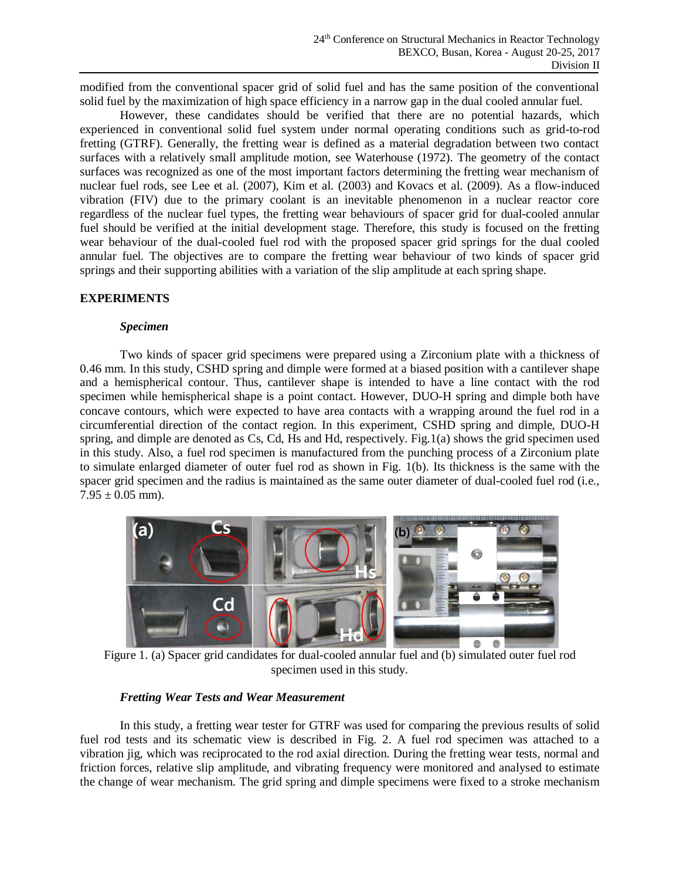modified from the conventional spacer grid of solid fuel and has the same position of the conventional solid fuel by the maximization of high space efficiency in a narrow gap in the dual cooled annular fuel.

However, these candidates should be verified that there are no potential hazards, which experienced in conventional solid fuel system under normal operating conditions such as grid-to-rod fretting (GTRF). Generally, the fretting wear is defined as a material degradation between two contact surfaces with a relatively small amplitude motion, see Waterhouse (1972). The geometry of the contact surfaces was recognized as one of the most important factors determining the fretting wear mechanism of nuclear fuel rods, see Lee et al. (2007), Kim et al. (2003) and Kovacs et al. (2009). As a flow-induced vibration (FIV) due to the primary coolant is an inevitable phenomenon in a nuclear reactor core regardless of the nuclear fuel types, the fretting wear behaviours of spacer grid for dual-cooled annular fuel should be verified at the initial development stage. Therefore, this study is focused on the fretting wear behaviour of the dual-cooled fuel rod with the proposed spacer grid springs for the dual cooled annular fuel. The objectives are to compare the fretting wear behaviour of two kinds of spacer grid springs and their supporting abilities with a variation of the slip amplitude at each spring shape.

## EXPERIMENTS

### *Specimen*

Two kinds of spacer grid specimens were prepared using a Zirconium plate with a thickness of 0.46 mm. In this study, CSHD spring and dimple were formed at a biased position with a cantilever shape and a hemispherical contour. Thus, cantilever shape is intended to have a line contact with the rod specimen while hemispherical shape is a point contact. However, DUO-H spring and dimple both have concave contours, which were expected to have area contacts with a wrapping around the fuel rod in a circumferential direction of the contact region. In this experiment, CSHD spring and dimple, DUO-H spring, and dimple are denoted as Cs, Cd, Hs and Hd, respectively. Fig.1(a) shows the grid specimen used in this study. Also, a fuel rod specimen is manufactured from the punching process of a Zirconium plate to simulate enlarged diameter of outer fuel rod as shown in Fig. 1(b). Its thickness is the same with the spacer grid specimen and the radius is maintained as the same outer diameter of dual-cooled fuel rod (i.e., $7.95 \pm 0.05$ mm).

Figure 1. (a) Spacer grid candidates for dual-cooled annular fuel and (b) simulated outer fuel rod specimen used in this study.

### *Fretting Wear Tests and Wear Measurement*

In this study, a fretting wear tester for GTRF was used for comparing the previous results of solid fuel rod tests and its schematic view is described in Fig. 2. A fuel rod specimen was attached to a vibration jig, which was reciprocated to the rod axial direction. During the fretting wear tests, normal and friction forces, relative slip amplitude, and vibrating frequency were monitored and analysed to estimate the change of wear mechanism. The grid spring and dimple specimens were fixed to a stroke mechanism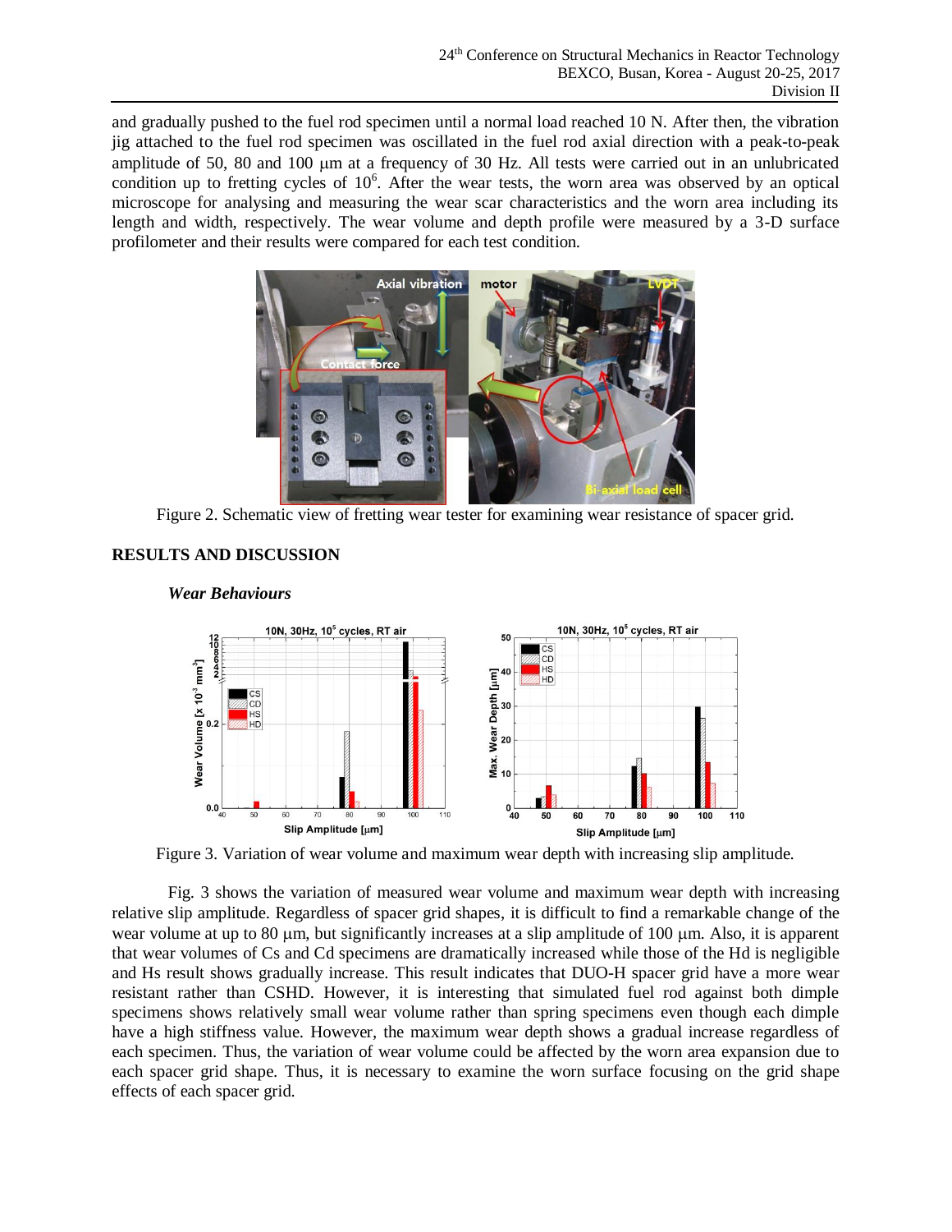and gradually pushed to the fuel rod specimen until a normal load reached 10 N. After then, the vibration jig attached to the fuel rod specimen was oscillated in the fuel rod axial direction with a peak-to-peak amplitude of 50, 80 and 100 μm at a frequency of 30 Hz. All tests were carried out in an unlubricated condition up to fretting cycles of $10^6$. After the wear tests, the worn area was observed by an optical microscope for analysing and measuring the wear scar characteristics and the worn area including its length and width, respectively. The wear volume and depth profile were measured by a 3-D surface profilometer and their results were compared for each test condition.

Figure 2. Schematic view of fretting wear tester for examining wear resistance of spacer grid.

## RESULTS AND DISCUSSION

### *Wear Behaviours*

Figure 3. Variation of wear volume and maximum wear depth with increasing slip amplitude.

Fig. 3 shows the variation of measured wear volume and maximum wear depth with increasing relative slip amplitude. Regardless of spacer grid shapes, it is difficult to find a remarkable change of the wear volume at up to 80 μm, but significantly increases at a slip amplitude of 100 μm. Also, it is apparent that wear volumes of Cs and Cd specimens are dramatically increased while those of the Hd is negligible and Hs result shows gradually increase. This result indicates that DUO-H spacer grid have a more wear resistant rather than CSHD. However, it is interesting that simulated fuel rod against both dimple specimens shows relatively small wear volume rather than spring specimens even though each dimple have a high stiffness value. However, the maximum wear depth shows a gradual increase regardless of each specimen. Thus, the variation of wear volume could be affected by the worn area expansion due to each spacer grid shape. Thus, it is necessary to examine the worn surface focusing on the grid shape effects of each spacer grid.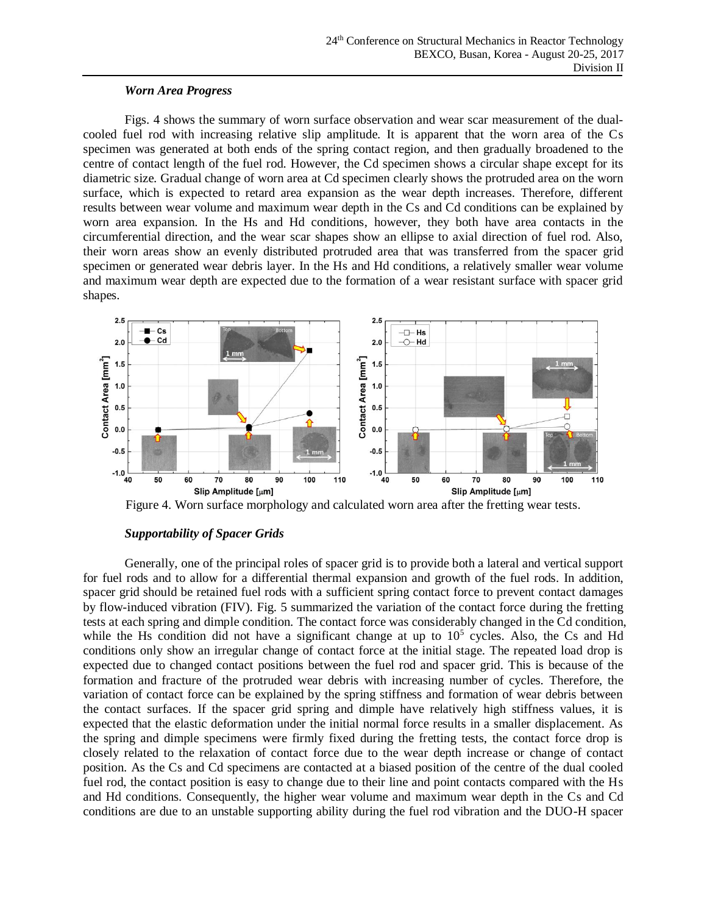### *Worn Area Progress*

Figs. 4 shows the summary of worn surface observation and wear scar measurement of the dual-cooled fuel rod with increasing relative slip amplitude. It is apparent that the worn area of the Cs specimen was generated at both ends of the spring contact region, and then gradually broadened to the centre of contact length of the fuel rod. However, the Cd specimen shows a circular shape except for its diametric size. Gradual change of worn area at Cd specimen clearly shows the protruded area on the worn surface, which is expected to retard area expansion as the wear depth increases. Therefore, different results between wear volume and maximum wear depth in the Cs and Cd conditions can be explained by worn area expansion. In the Hs and Hd conditions, however, they both have area contacts in the circumferential direction, and the wear scar shapes show an ellipse to axial direction of fuel rod. Also, their worn areas show an evenly distributed protruded area that was transferred from the spacer grid specimen or generated wear debris layer. In the Hs and Hd conditions, a relatively smaller wear volume and maximum wear depth are expected due to the formation of a wear resistant surface with spacer grid shapes.

Figure 4. Worn surface morphology and calculated worn area after the fretting wear tests.

### *Supportability of Spacer Grids*

Generally, one of the principal roles of spacer grid is to provide both a lateral and vertical support for fuel rods and to allow for a differential thermal expansion and growth of the fuel rods. In addition, spacer grid should be retained fuel rods with a sufficient spring contact force to prevent contact damages by flow-induced vibration (FIV). Fig. 5 summarized the variation of the contact force during the fretting tests at each spring and dimple condition. The contact force was considerably changed in the Cd condition, while the Hs condition did not have a significant change at up to $10^5$ cycles. Also, the Cs and Hd conditions only show an irregular change of contact force at the initial stage. The repeated load drop is expected due to changed contact positions between the fuel rod and spacer grid. This is because of the formation and fracture of the protruded wear debris with increasing number of cycles. Therefore, the variation of contact force can be explained by the spring stiffness and formation of wear debris between the contact surfaces. If the spacer grid spring and dimple have relatively high stiffness values, it is expected that the elastic deformation under the initial normal force results in a smaller displacement. As the spring and dimple specimens were firmly fixed during the fretting tests, the contact force drop is closely related to the relaxation of contact force due to the wear depth increase or change of contact position. As the Cs and Cd specimens are contacted at a biased position of the centre of the dual cooled fuel rod, the contact position is easy to change due to their line and point contacts compared with the Hs and Hd conditions. Consequently, the higher wear volume and maximum wear depth in the Cs and Cd conditions are due to an unstable supporting ability during the fuel rod vibration and the DUO-H spacer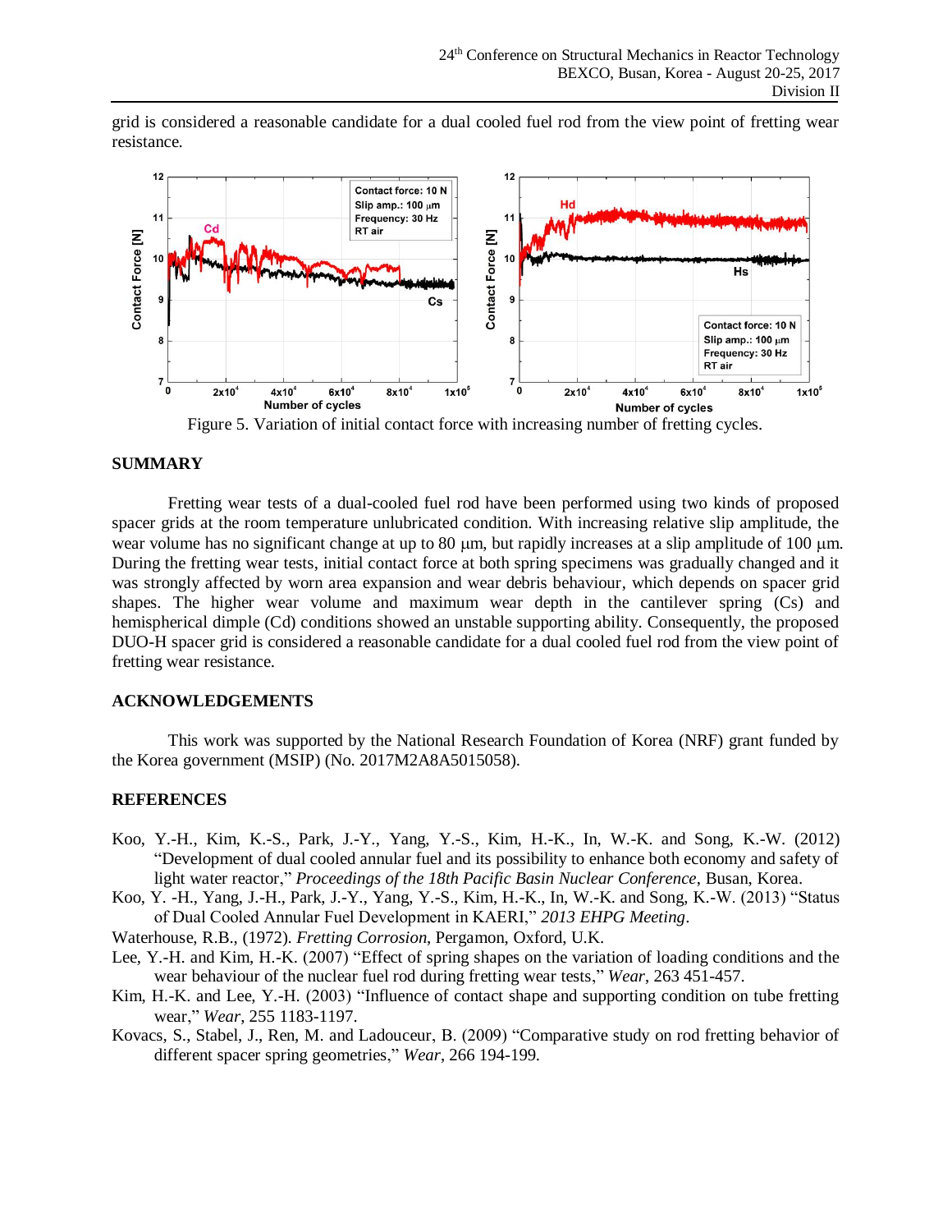grid is considered a reasonable candidate for a dual cooled fuel rod from the view point of fretting wear resistance.

Contact force: 10 N
Slip amp.: 100 μm
Frequency: 30 Hz
RT air

Cd
Cs
Hd
Hs

Contact Force [N]
Number of cycles

Figure 5. Variation of initial contact force with increasing number of fretting cycles.

## SUMMARY

Fretting wear tests of a dual-cooled fuel rod have been performed using two kinds of proposed spacer grids at the room temperature unlubricated condition. With increasing relative slip amplitude, the wear volume has no significant change at up to 80 μm, but rapidly increases at a slip amplitude of 100 μm. During the fretting wear tests, initial contact force at both spring specimens was gradually changed and it was strongly affected by worn area expansion and wear debris behaviour, which depends on spacer grid shapes. The higher wear volume and maximum wear depth in the cantilever spring (Cs) and hemispherical dimple (Cd) conditions showed an unstable supporting ability. Consequently, the proposed DUO-H spacer grid is considered a reasonable candidate for a dual cooled fuel rod from the view point of fretting wear resistance.

## ACKNOWLEDGEMENTS

This work was supported by the National Research Foundation of Korea (NRF) grant funded by the Korea government (MSIP) (No. 2017M2A8A5015058).

## REFERENCES

Koo, Y.-H., Kim, K.-S., Park, J.-Y., Yang, Y.-S., Kim, H.-K., In, W.-K. and Song, K.-W. (2012) "Development of dual cooled annular fuel and its possibility to enhance both economy and safety of light water reactor," *Proceedings of the 18th Pacific Basin Nuclear Conference*, Busan, Korea.

Koo, Y. -H., Yang, J.-H., Park, J.-Y., Yang, Y.-S., Kim, H.-K., In, W.-K. and Song, K.-W. (2013) "Status of Dual Cooled Annular Fuel Development in KAERI," *2013 EHPG Meeting*.

Waterhouse, R.B., (1972). *Fretting Corrosion*, Pergamon, Oxford, U.K.

Lee, Y.-H. and Kim, H.-K. (2007) "Effect of spring shapes on the variation of loading conditions and the wear behaviour of the nuclear fuel rod during fretting wear tests," *Wear*, 263 451-457.

Kim, H.-K. and Lee, Y.-H. (2003) "Influence of contact shape and supporting condition on tube fretting wear," *Wear*, 255 1183-1197.

Kovacs, S., Stabel, J., Ren, M. and Ladouceur, B. (2009) "Comparative study on rod fretting behavior of different spacer spring geometries," *Wear*, 266 194-199.